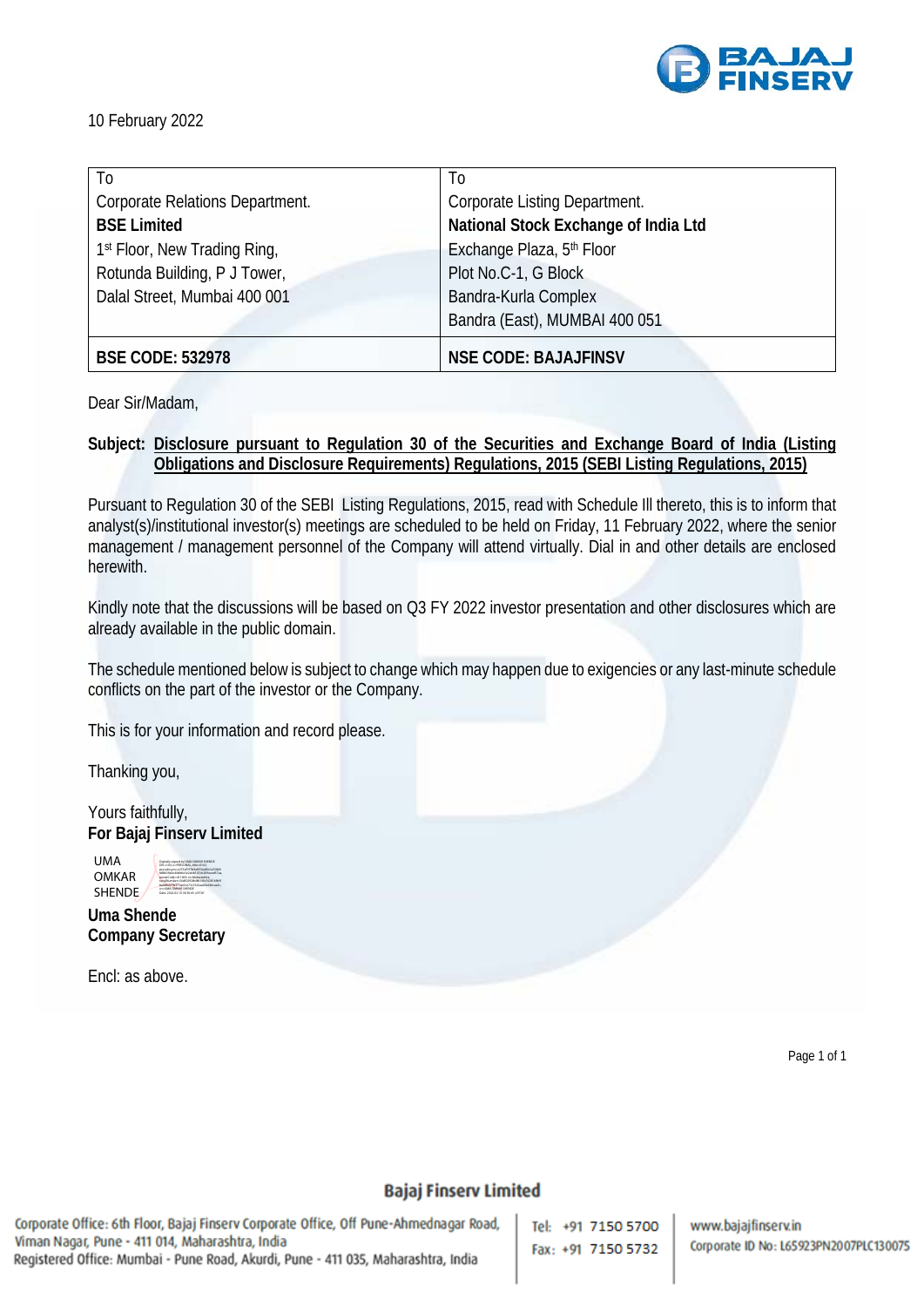10 February 2022

| To | To |
|---|---|
| Corporate Relations Department.<br>**BSE Limited**<br>1st Floor, New Trading Ring,<br>Rotunda Building, P J Tower,<br>Dalal Street, Mumbai 400 001 | Corporate Listing Department.<br>**National Stock Exchange of India Ltd**<br>Exchange Plaza, 5th Floor<br>Plot No.C-1, G Block<br>Bandra-Kurla Complex<br>Bandra (East), MUMBAI 400 051 |
| **BSE CODE: 532978** | **NSE CODE: BAJAJFINSV** |

Dear Sir/Madam,

**Subject: Disclosure pursuant to Regulation 30 of the Securities and Exchange Board of India (Listing Obligations and Disclosure Requirements) Regulations, 2015 (SEBI Listing Regulations, 2015)**

Pursuant to Regulation 30 of the SEBI Listing Regulations, 2015, read with Schedule III thereto, this is to inform that analyst(s)/institutional investor(s) meetings are scheduled to be held on Friday, 11 February 2022, where the senior management / management personnel of the Company will attend virtually. Dial in and other details are enclosed herewith.

Kindly note that the discussions will be based on Q3 FY 2022 investor presentation and other disclosures which are already available in the public domain.

The schedule mentioned below is subject to change which may happen due to exigencies or any last-minute schedule conflicts on the part of the investor or the Company.

This is for your information and record please.

Thanking you,

Yours faithfully,
**For Bajaj Finserv Limited**

UMA OMKAR SHENDE

**Uma Shende**
**Company Secretary**

Encl: as above.

**Bajaj Finserv Limited**

Corporate Office: 6th Floor, Bajaj Finserv Corporate Office, Off Pune-Ahmednagar Road, Viman Nagar, Pune - 411 014, Maharashtra, India
Registered Office: Mumbai - Pune Road, Akurdi, Pune - 411 035, Maharashtra, India

Tel: +91 7150 5700
Fax: +91 7150 5732

www.bajajfinserv.in
Corporate ID No: L65923PN2007PLC130075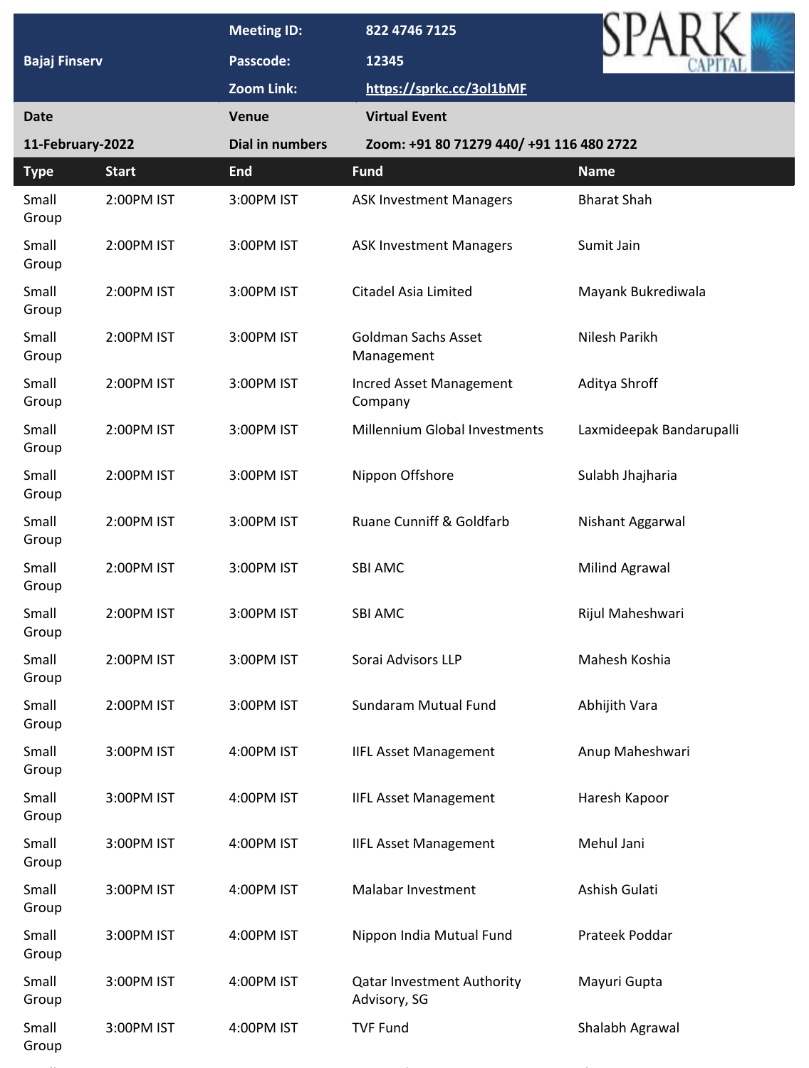| | | | | |
|---|---|---|---|---|
| **Bajaj Finserv** | **Meeting ID:** | **822 4746 7125** | | |
| | **Passcode:** | **12345** | | |
| | **Zoom Link:** | **https://sprkc.cc/3ol1bMF** | | |
| **Date** | **Venue** | **Virtual Event** | | |
| **11-February-2022** | **Dial in numbers** | **Zoom: +91 80 71279 440/ +91 116 480 2722** | | |

| Type | Start | End | Fund | Name |
|---|---|---|---|---|
| Small Group | 2:00PM IST | 3:00PM IST | ASK Investment Managers | Bharat Shah |
| Small Group | 2:00PM IST | 3:00PM IST | ASK Investment Managers | Sumit Jain |
| Small Group | 2:00PM IST | 3:00PM IST | Citadel Asia Limited | Mayank Bukrediwala |
| Small Group | 2:00PM IST | 3:00PM IST | Goldman Sachs Asset Management | Nilesh Parikh |
| Small Group | 2:00PM IST | 3:00PM IST | Incred Asset Management Company | Aditya Shroff |
| Small Group | 2:00PM IST | 3:00PM IST | Millennium Global Investments | Laxmideepak Bandarupalli |
| Small Group | 2:00PM IST | 3:00PM IST | Nippon Offshore | Sulabh Jhajharia |
| Small Group | 2:00PM IST | 3:00PM IST | Ruane Cunniff & Goldfarb | Nishant Aggarwal |
| Small Group | 2:00PM IST | 3:00PM IST | SBI AMC | Milind Agrawal |
| Small Group | 2:00PM IST | 3:00PM IST | SBI AMC | Rijul Maheshwari |
| Small Group | 2:00PM IST | 3:00PM IST | Sorai Advisors LLP | Mahesh Koshia |
| Small Group | 2:00PM IST | 3:00PM IST | Sundaram Mutual Fund | Abhijith Vara |
| Small Group | 3:00PM IST | 4:00PM IST | IIFL Asset Management | Anup Maheshwari |
| Small Group | 3:00PM IST | 4:00PM IST | IIFL Asset Management | Haresh Kapoor |
| Small Group | 3:00PM IST | 4:00PM IST | IIFL Asset Management | Mehul Jani |
| Small Group | 3:00PM IST | 4:00PM IST | Malabar Investment | Ashish Gulati |
| Small Group | 3:00PM IST | 4:00PM IST | Nippon India Mutual Fund | Prateek Poddar |
| Small Group | 3:00PM IST | 4:00PM IST | Qatar Investment Authority Advisory, SG | Mayuri Gupta |
| Small Group | 3:00PM IST | 4:00PM IST | TVF Fund | Shalabh Agrawal |